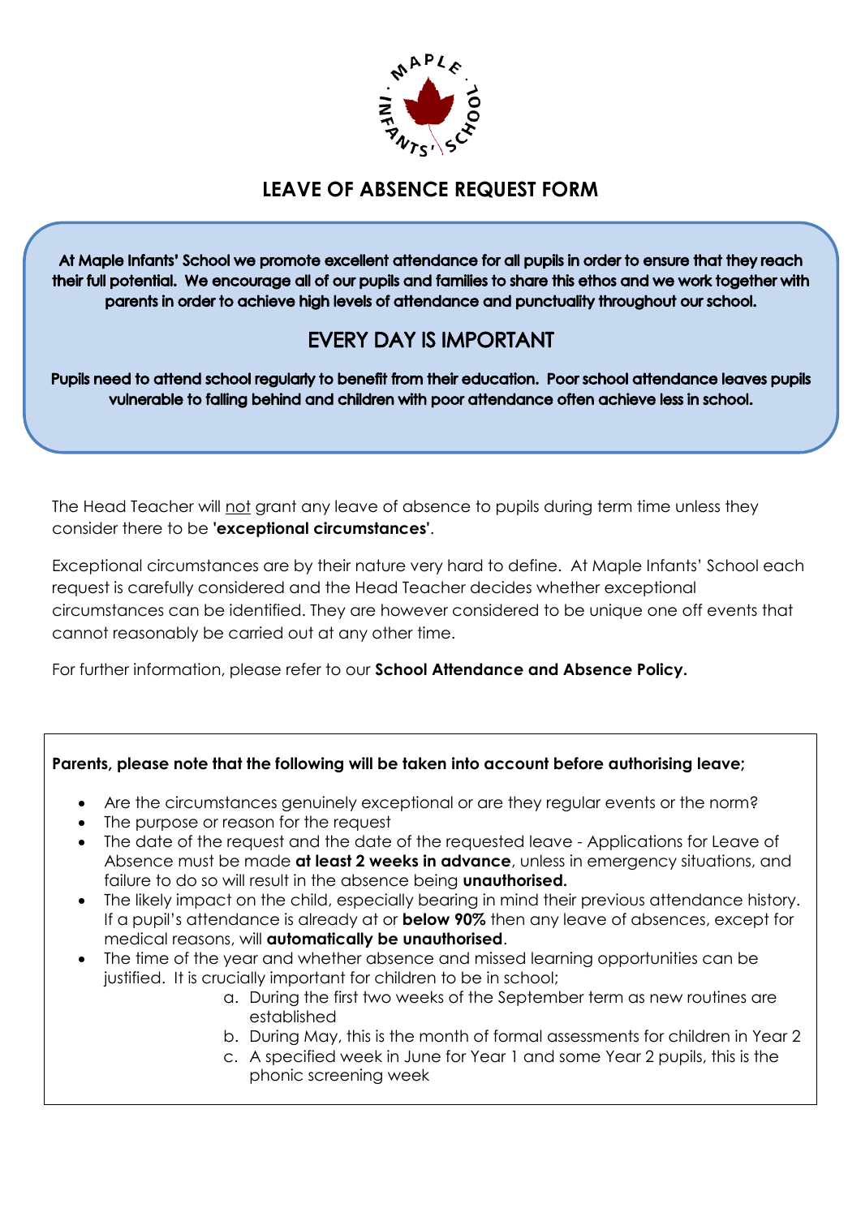# LEAVE OF ABSENCE REQUEST FORM

**At Maple Infants' School we promote excellent attendance for all pupils in order to ensure that they reach their full potential. We encourage all of our pupils and families to share this ethos and we work together with parents in order to achieve high levels of attendance and punctuality throughout our school.**

## EVERY DAY IS IMPORTANT

**Pupils need to attend school regularly to benefit from their education. Poor school attendance leaves pupils vulnerable to falling behind and children with poor attendance often achieve less in school.**

The Head Teacher will not grant any leave of absence to pupils during term time unless they consider there to be **'exceptional circumstances'**.

Exceptional circumstances are by their nature very hard to define. At Maple Infants' School each request is carefully considered and the Head Teacher decides whether exceptional circumstances can be identified. They are however considered to be unique one off events that cannot reasonably be carried out at any other time.

For further information, please refer to our **School Attendance and Absence Policy.**

**Parents, please note that the following will be taken into account before authorising leave;**

- Are the circumstances genuinely exceptional or are they regular events or the norm?
- The purpose or reason for the request
- The date of the request and the date of the requested leave - Applications for Leave of Absence must be made **at least 2 weeks in advance**, unless in emergency situations, and failure to do so will result in the absence being **unauthorised.**
- The likely impact on the child, especially bearing in mind their previous attendance history. If a pupil's attendance is already at or **below 90%** then any leave of absences, except for medical reasons, will **automatically be unauthorised**.
- The time of the year and whether absence and missed learning opportunities can be justified. It is crucially important for children to be in school;
  a. During the first two weeks of the September term as new routines are established
  b. During May, this is the month of formal assessments for children in Year 2
  c. A specified week in June for Year 1 and some Year 2 pupils, this is the phonic screening week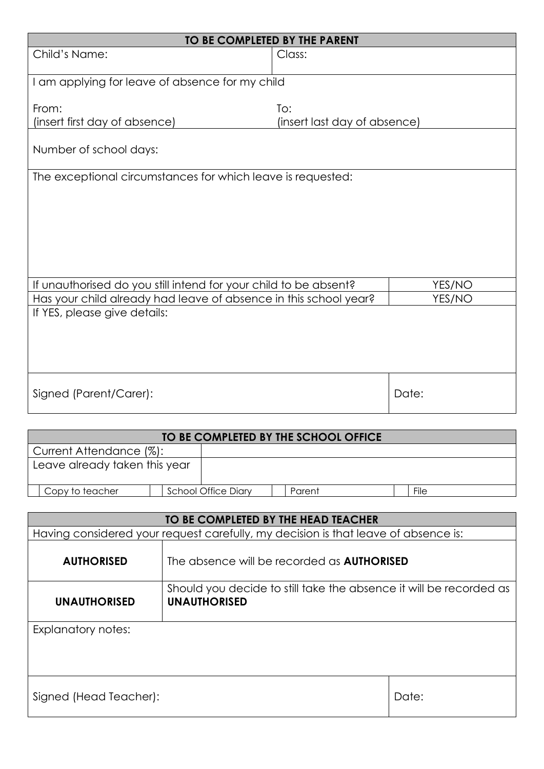| TO BE COMPLETED BY THE PARENT | | |
|---|---|---|
| Child's Name: | Class: | |
| I am applying for leave of absence for my child | | |
| From:<br>(insert first day of absence) | To:<br>(insert last day of absence) | |
| Number of school days: | | |
| The exceptional circumstances for which leave is requested: | | |
| If unauthorised do you still intend for your child to be absent? | | YES/NO |
| Has your child already had leave of absence in this school year? | | YES/NO |
| If YES, please give details: | | |
| Signed (Parent/Carer): | | Date: |

| TO BE COMPLETED BY THE SCHOOL OFFICE | | | | | | | |
|---|---|---|---|---|---|---|---|
| Current Attendance (%): | | | | | | | |
| Leave already taken this year | | | | | | | |
| | Copy to teacher | | School Office Diary | | Parent | | File |

| TO BE COMPLETED BY THE HEAD TEACHER | | |
|---|---|---|
| Having considered your request carefully, my decision is that leave of absence is: | | |
| **AUTHORISED** | The absence will be recorded as **AUTHORISED** | |
| **UNAUTHORISED** | Should you decide to still take the absence it will be recorded as **UNAUTHORISED** | |
| Explanatory notes: | | |
| Signed (Head Teacher): | | Date: |